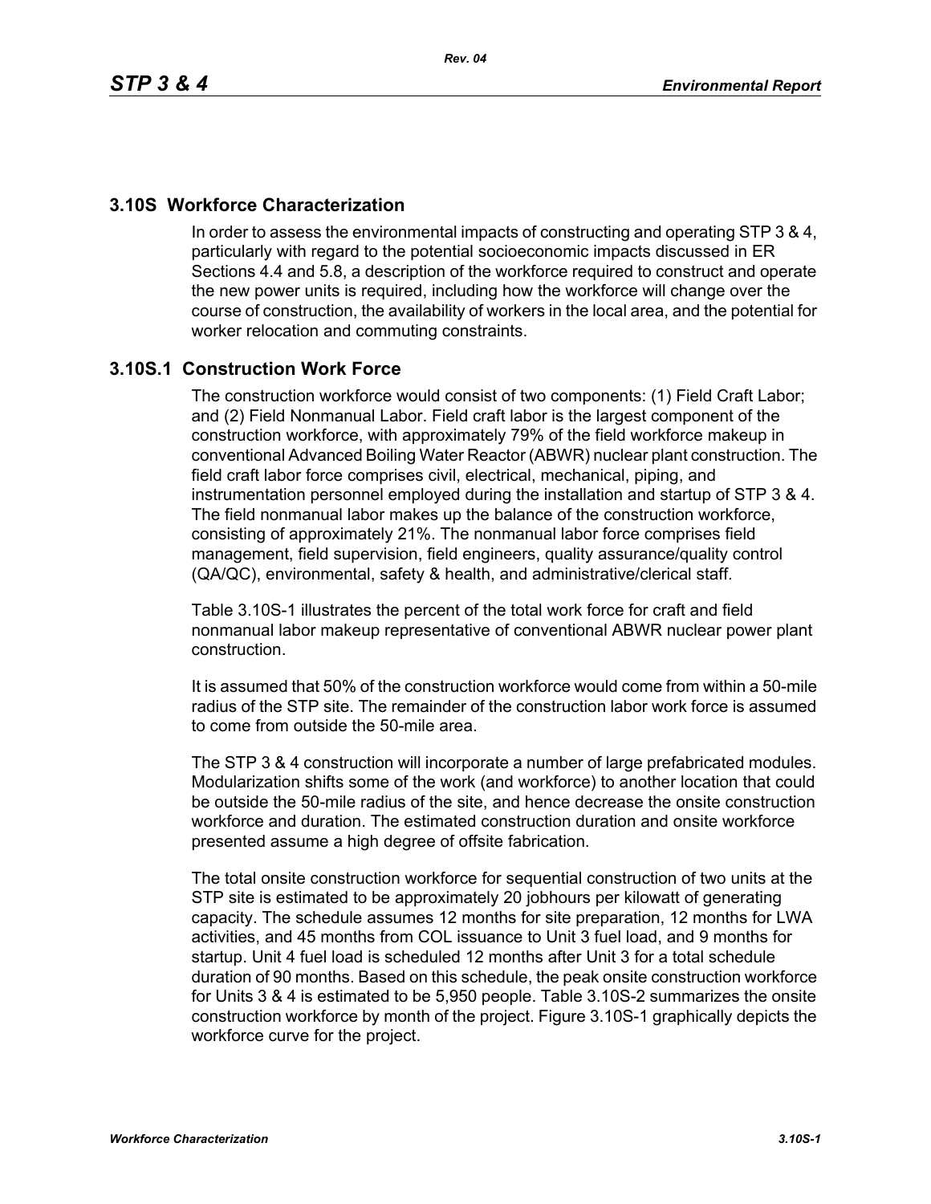## 3.10S Workforce Characterization

In order to assess the environmental impacts of constructing and operating STP 3 & 4, particularly with regard to the potential socioeconomic impacts discussed in ER Sections 4.4 and 5.8, a description of the workforce required to construct and operate the new power units is required, including how the workforce will change over the course of construction, the availability of workers in the local area, and the potential for worker relocation and commuting constraints.

### 3.10S.1 Construction Work Force

The construction workforce would consist of two components: (1) Field Craft Labor; and (2) Field Nonmanual Labor. Field craft labor is the largest component of the construction workforce, with approximately 79% of the field workforce makeup in conventional Advanced Boiling Water Reactor (ABWR) nuclear plant construction. The field craft labor force comprises civil, electrical, mechanical, piping, and instrumentation personnel employed during the installation and startup of STP 3 & 4. The field nonmanual labor makes up the balance of the construction workforce, consisting of approximately 21%. The nonmanual labor force comprises field management, field supervision, field engineers, quality assurance/quality control (QA/QC), environmental, safety & health, and administrative/clerical staff.

Table 3.10S-1 illustrates the percent of the total work force for craft and field nonmanual labor makeup representative of conventional ABWR nuclear power plant construction.

It is assumed that 50% of the construction workforce would come from within a 50-mile radius of the STP site. The remainder of the construction labor work force is assumed to come from outside the 50-mile area.

The STP 3 & 4 construction will incorporate a number of large prefabricated modules. Modularization shifts some of the work (and workforce) to another location that could be outside the 50-mile radius of the site, and hence decrease the onsite construction workforce and duration. The estimated construction duration and onsite workforce presented assume a high degree of offsite fabrication.

The total onsite construction workforce for sequential construction of two units at the STP site is estimated to be approximately 20 jobhours per kilowatt of generating capacity. The schedule assumes 12 months for site preparation, 12 months for LWA activities, and 45 months from COL issuance to Unit 3 fuel load, and 9 months for startup. Unit 4 fuel load is scheduled 12 months after Unit 3 for a total schedule duration of 90 months. Based on this schedule, the peak onsite construction workforce for Units 3 & 4 is estimated to be 5,950 people. Table 3.10S-2 summarizes the onsite construction workforce by month of the project. Figure 3.10S-1 graphically depicts the workforce curve for the project.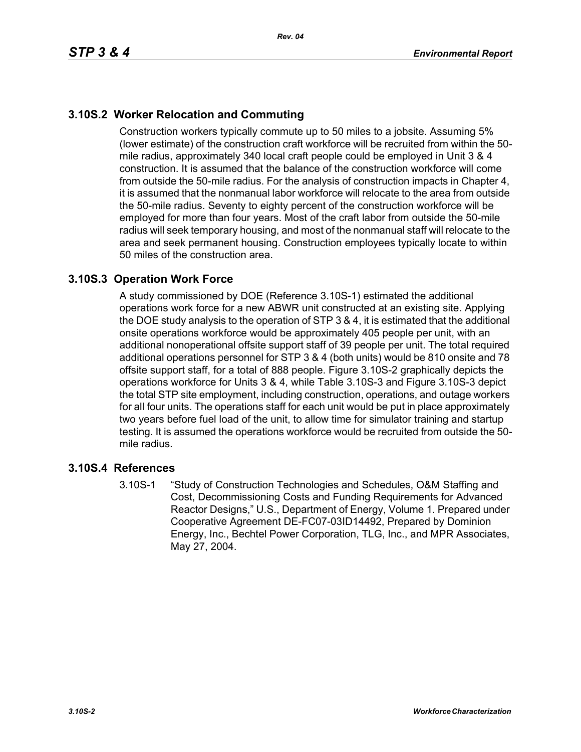## 3.10S.2 Worker Relocation and Commuting

Construction workers typically commute up to 50 miles to a jobsite. Assuming 5% (lower estimate) of the construction craft workforce will be recruited from within the 50-mile radius, approximately 340 local craft people could be employed in Unit 3 & 4 construction. It is assumed that the balance of the construction workforce will come from outside the 50-mile radius. For the analysis of construction impacts in Chapter 4, it is assumed that the nonmanual labor workforce will relocate to the area from outside the 50-mile radius. Seventy to eighty percent of the construction workforce will be employed for more than four years. Most of the craft labor from outside the 50-mile radius will seek temporary housing, and most of the nonmanual staff will relocate to the area and seek permanent housing. Construction employees typically locate to within 50 miles of the construction area.

## 3.10S.3 Operation Work Force

A study commissioned by DOE (Reference 3.10S-1) estimated the additional operations work force for a new ABWR unit constructed at an existing site. Applying the DOE study analysis to the operation of STP 3 & 4, it is estimated that the additional onsite operations workforce would be approximately 405 people per unit, with an additional nonoperational offsite support staff of 39 people per unit. The total required additional operations personnel for STP 3 & 4 (both units) would be 810 onsite and 78 offsite support staff, for a total of 888 people. Figure 3.10S-2 graphically depicts the operations workforce for Units 3 & 4, while Table 3.10S-3 and Figure 3.10S-3 depict the total STP site employment, including construction, operations, and outage workers for all four units. The operations staff for each unit would be put in place approximately two years before fuel load of the unit, to allow time for simulator training and startup testing. It is assumed the operations workforce would be recruited from outside the 50-mile radius.

## 3.10S.4 References

3.10S-1 "Study of Construction Technologies and Schedules, O&M Staffing and Cost, Decommissioning Costs and Funding Requirements for Advanced Reactor Designs," U.S., Department of Energy, Volume 1. Prepared under Cooperative Agreement DE-FC07-03ID14492, Prepared by Dominion Energy, Inc., Bechtel Power Corporation, TLG, Inc., and MPR Associates, May 27, 2004.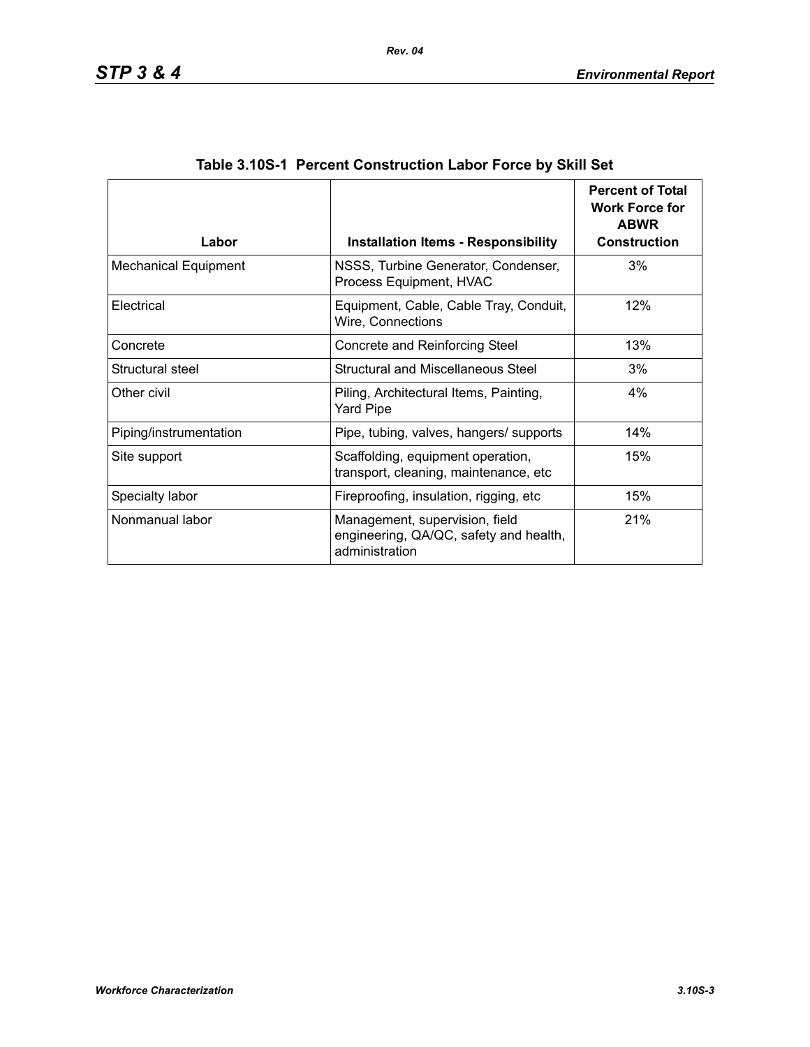## Table 3.10S-1 Percent Construction Labor Force by Skill Set

| Labor | Installation Items - Responsibility | Percent of Total Work Force for ABWR Construction |
|---|---|---|
| Mechanical Equipment | NSSS, Turbine Generator, Condenser, Process Equipment, HVAC | 3% |
| Electrical | Equipment, Cable, Cable Tray, Conduit, Wire, Connections | 12% |
| Concrete | Concrete and Reinforcing Steel | 13% |
| Structural steel | Structural and Miscellaneous Steel | 3% |
| Other civil | Piling, Architectural Items, Painting, Yard Pipe | 4% |
| Piping/instrumentation | Pipe, tubing, valves, hangers/ supports | 14% |
| Site support | Scaffolding, equipment operation, transport, cleaning, maintenance, etc | 15% |
| Specialty labor | Fireproofing, insulation, rigging, etc | 15% |
| Nonmanual labor | Management, supervision, field engineering, QA/QC, safety and health, administration | 21% |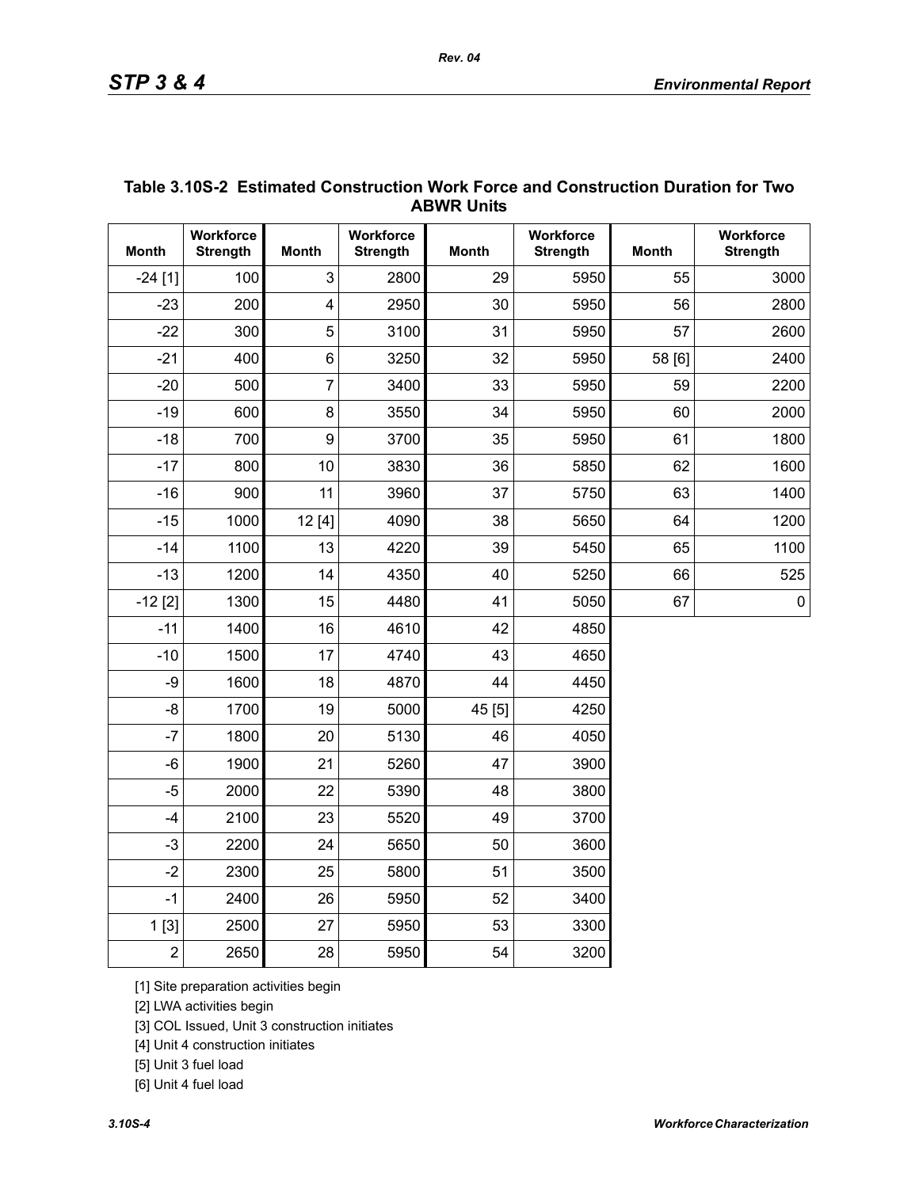**Table 3.10S-2 Estimated Construction Work Force and Construction Duration for Two ABWR Units**

| Month | Workforce Strength | Month | Workforce Strength | Month | Workforce Strength | Month | Workforce Strength |
|---|---|---|---|---|---|---|---|
| -24 [1] | 100 | 3 | 2800 | 29 | 5950 | 55 | 3000 |
| -23 | 200 | 4 | 2950 | 30 | 5950 | 56 | 2800 |
| -22 | 300 | 5 | 3100 | 31 | 5950 | 57 | 2600 |
| -21 | 400 | 6 | 3250 | 32 | 5950 | 58 [6] | 2400 |
| -20 | 500 | 7 | 3400 | 33 | 5950 | 59 | 2200 |
| -19 | 600 | 8 | 3550 | 34 | 5950 | 60 | 2000 |
| -18 | 700 | 9 | 3700 | 35 | 5950 | 61 | 1800 |
| -17 | 800 | 10 | 3830 | 36 | 5850 | 62 | 1600 |
| -16 | 900 | 11 | 3960 | 37 | 5750 | 63 | 1400 |
| -15 | 1000 | 12 [4] | 4090 | 38 | 5650 | 64 | 1200 |
| -14 | 1100 | 13 | 4220 | 39 | 5450 | 65 | 1100 |
| -13 | 1200 | 14 | 4350 | 40 | 5250 | 66 | 525 |
| -12 [2] | 1300 | 15 | 4480 | 41 | 5050 | 67 | 0 |
| -11 | 1400 | 16 | 4610 | 42 | 4850 | | |
| -10 | 1500 | 17 | 4740 | 43 | 4650 | | |
| -9 | 1600 | 18 | 4870 | 44 | 4450 | | |
| -8 | 1700 | 19 | 5000 | 45 [5] | 4250 | | |
| -7 | 1800 | 20 | 5130 | 46 | 4050 | | |
| -6 | 1900 | 21 | 5260 | 47 | 3900 | | |
| -5 | 2000 | 22 | 5390 | 48 | 3800 | | |
| -4 | 2100 | 23 | 5520 | 49 | 3700 | | |
| -3 | 2200 | 24 | 5650 | 50 | 3600 | | |
| -2 | 2300 | 25 | 5800 | 51 | 3500 | | |
| -1 | 2400 | 26 | 5950 | 52 | 3400 | | |
| 1 [3] | 2500 | 27 | 5950 | 53 | 3300 | | |
| 2 | 2650 | 28 | 5950 | 54 | 3200 | | |

[1] Site preparation activities begin

[2] LWA activities begin

[3] COL Issued, Unit 3 construction initiates

[4] Unit 4 construction initiates

[5] Unit 3 fuel load

[6] Unit 4 fuel load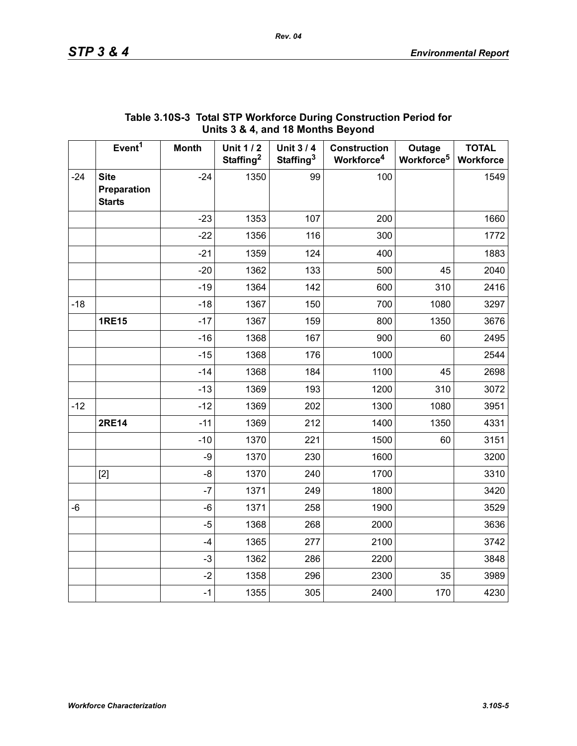**Table 3.10S-3 Total STP Workforce During Construction Period for Units 3 & 4, and 18 Months Beyond**

| | Event[1] | Month | Unit 1 / 2 Staffing[2] | Unit 3 / 4 Staffing[3] | Construction Workforce[4] | Outage Workforce[5] | TOTAL Workforce |
|---|---|---|---|---|---|---|---|
| -24 | **Site Preparation Starts** | -24 | 1350 | 99 | 100 | | 1549 |
| | | -23 | 1353 | 107 | 200 | | 1660 |
| | | -22 | 1356 | 116 | 300 | | 1772 |
| | | -21 | 1359 | 124 | 400 | | 1883 |
| | | -20 | 1362 | 133 | 500 | 45 | 2040 |
| | | -19 | 1364 | 142 | 600 | 310 | 2416 |
| -18 | | -18 | 1367 | 150 | 700 | 1080 | 3297 |
| | **1RE15** | -17 | 1367 | 159 | 800 | 1350 | 3676 |
| | | -16 | 1368 | 167 | 900 | 60 | 2495 |
| | | -15 | 1368 | 176 | 1000 | | 2544 |
| | | -14 | 1368 | 184 | 1100 | 45 | 2698 |
| | | -13 | 1369 | 193 | 1200 | 310 | 3072 |
| -12 | | -12 | 1369 | 202 | 1300 | 1080 | 3951 |
| | **2RE14** | -11 | 1369 | 212 | 1400 | 1350 | 4331 |
| | | -10 | 1370 | 221 | 1500 | 60 | 3151 |
| | | -9 | 1370 | 230 | 1600 | | 3200 |
| | [2] | -8 | 1370 | 240 | 1700 | | 3310 |
| | | -7 | 1371 | 249 | 1800 | | 3420 |
| -6 | | -6 | 1371 | 258 | 1900 | | 3529 |
| | | -5 | 1368 | 268 | 2000 | | 3636 |
| | | -4 | 1365 | 277 | 2100 | | 3742 |
| | | -3 | 1362 | 286 | 2200 | | 3848 |
| | | -2 | 1358 | 296 | 2300 | 35 | 3989 |
| | | -1 | 1355 | 305 | 2400 | 170 | 4230 |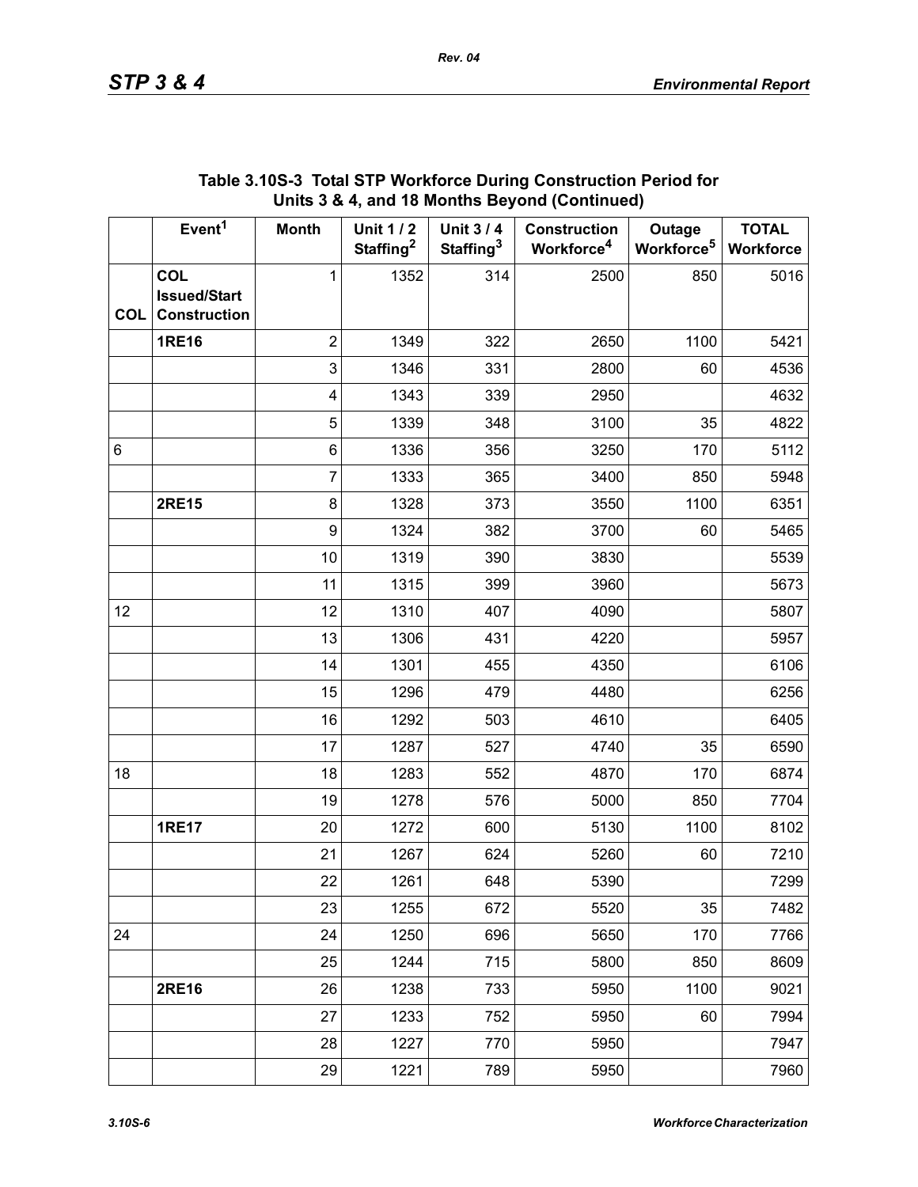**Table 3.10S-3 Total STP Workforce During Construction Period for Units 3 & 4, and 18 Months Beyond (Continued)**

| | Event[1] | Month | Unit 1 / 2 Staffing[2] | Unit 3 / 4 Staffing[3] | Construction Workforce[4] | Outage Workforce[5] | TOTAL Workforce |
|---|---|---|---|---|---|---|---|
| COL | **COL Issued/Start Construction** | 1 | 1352 | 314 | 2500 | 850 | 5016 |
| | **1RE16** | 2 | 1349 | 322 | 2650 | 1100 | 5421 |
| | | 3 | 1346 | 331 | 2800 | 60 | 4536 |
| | | 4 | 1343 | 339 | 2950 | | 4632 |
| | | 5 | 1339 | 348 | 3100 | 35 | 4822 |
| 6 | | 6 | 1336 | 356 | 3250 | 170 | 5112 |
| | | 7 | 1333 | 365 | 3400 | 850 | 5948 |
| | **2RE15** | 8 | 1328 | 373 | 3550 | 1100 | 6351 |
| | | 9 | 1324 | 382 | 3700 | 60 | 5465 |
| | | 10 | 1319 | 390 | 3830 | | 5539 |
| | | 11 | 1315 | 399 | 3960 | | 5673 |
| 12 | | 12 | 1310 | 407 | 4090 | | 5807 |
| | | 13 | 1306 | 431 | 4220 | | 5957 |
| | | 14 | 1301 | 455 | 4350 | | 6106 |
| | | 15 | 1296 | 479 | 4480 | | 6256 |
| | | 16 | 1292 | 503 | 4610 | | 6405 |
| | | 17 | 1287 | 527 | 4740 | 35 | 6590 |
| 18 | | 18 | 1283 | 552 | 4870 | 170 | 6874 |
| | | 19 | 1278 | 576 | 5000 | 850 | 7704 |
| | **1RE17** | 20 | 1272 | 600 | 5130 | 1100 | 8102 |
| | | 21 | 1267 | 624 | 5260 | 60 | 7210 |
| | | 22 | 1261 | 648 | 5390 | | 7299 |
| | | 23 | 1255 | 672 | 5520 | 35 | 7482 |
| 24 | | 24 | 1250 | 696 | 5650 | 170 | 7766 |
| | | 25 | 1244 | 715 | 5800 | 850 | 8609 |
| | **2RE16** | 26 | 1238 | 733 | 5950 | 1100 | 9021 |
| | | 27 | 1233 | 752 | 5950 | 60 | 7994 |
| | | 28 | 1227 | 770 | 5950 | | 7947 |
| | | 29 | 1221 | 789 | 5950 | | 7960 |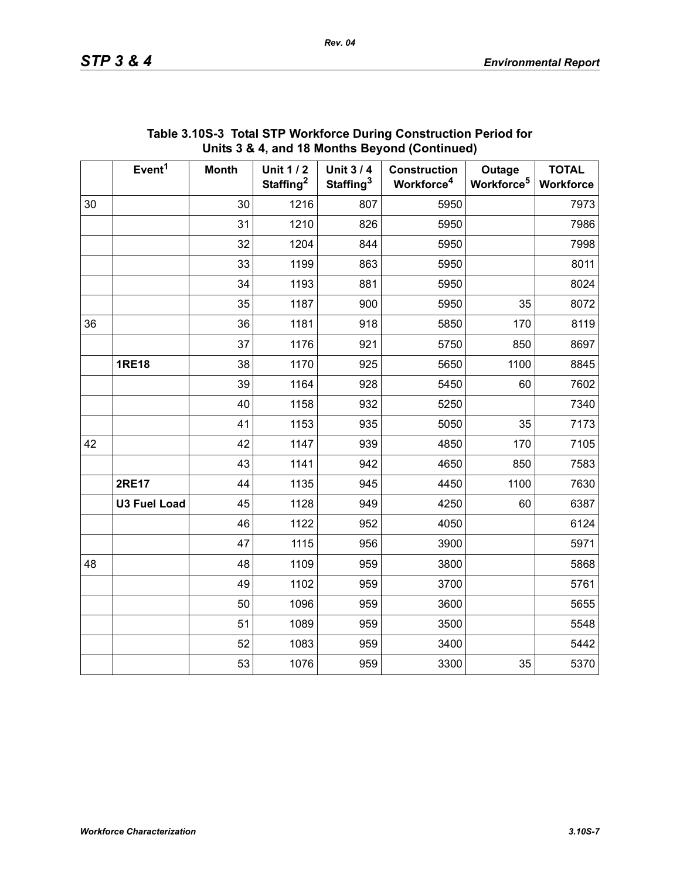**Table 3.10S-3 Total STP Workforce During Construction Period for Units 3 & 4, and 18 Months Beyond (Continued)**

| | Event[1] | Month | Unit 1 / 2 Staffing[2] | Unit 3 / 4 Staffing[3] | Construction Workforce[4] | Outage Workforce[5] | TOTAL Workforce |
|---|---|---|---|---|---|---|---|
| 30 | | 30 | 1216 | 807 | 5950 | | 7973 |
| | | 31 | 1210 | 826 | 5950 | | 7986 |
| | | 32 | 1204 | 844 | 5950 | | 7998 |
| | | 33 | 1199 | 863 | 5950 | | 8011 |
| | | 34 | 1193 | 881 | 5950 | | 8024 |
| | | 35 | 1187 | 900 | 5950 | 35 | 8072 |
| 36 | | 36 | 1181 | 918 | 5850 | 170 | 8119 |
| | | 37 | 1176 | 921 | 5750 | 850 | 8697 |
| | **1RE18** | 38 | 1170 | 925 | 5650 | 1100 | 8845 |
| | | 39 | 1164 | 928 | 5450 | 60 | 7602 |
| | | 40 | 1158 | 932 | 5250 | | 7340 |
| | | 41 | 1153 | 935 | 5050 | 35 | 7173 |
| 42 | | 42 | 1147 | 939 | 4850 | 170 | 7105 |
| | | 43 | 1141 | 942 | 4650 | 850 | 7583 |
| | **2RE17** | 44 | 1135 | 945 | 4450 | 1100 | 7630 |
| | **U3 Fuel Load** | 45 | 1128 | 949 | 4250 | 60 | 6387 |
| | | 46 | 1122 | 952 | 4050 | | 6124 |
| | | 47 | 1115 | 956 | 3900 | | 5971 |
| 48 | | 48 | 1109 | 959 | 3800 | | 5868 |
| | | 49 | 1102 | 959 | 3700 | | 5761 |
| | | 50 | 1096 | 959 | 3600 | | 5655 |
| | | 51 | 1089 | 959 | 3500 | | 5548 |
| | | 52 | 1083 | 959 | 3400 | | 5442 |
| | | 53 | 1076 | 959 | 3300 | 35 | 5370 |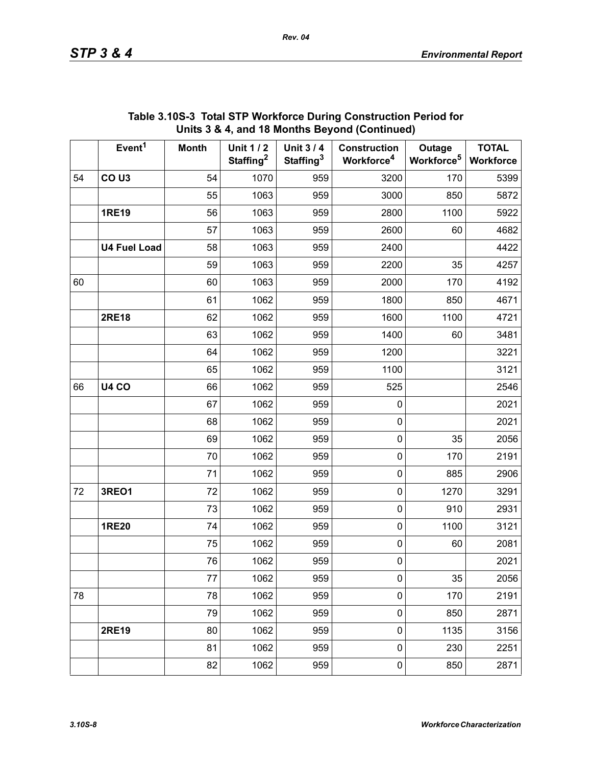**Table 3.10S-3 Total STP Workforce During Construction Period for Units 3 & 4, and 18 Months Beyond (Continued)**

| | Event[1] | Month | Unit 1 / 2 Staffing[2] | Unit 3 / 4 Staffing[3] | Construction Workforce[4] | Outage Workforce[5] | TOTAL Workforce |
|---|---|---|---|---|---|---|---|
| 54 | **CO U3** | 54 | 1070 | 959 | 3200 | 170 | 5399 |
| | | 55 | 1063 | 959 | 3000 | 850 | 5872 |
| | **1RE19** | 56 | 1063 | 959 | 2800 | 1100 | 5922 |
| | | 57 | 1063 | 959 | 2600 | 60 | 4682 |
| | **U4 Fuel Load** | 58 | 1063 | 959 | 2400 | | 4422 |
| | | 59 | 1063 | 959 | 2200 | 35 | 4257 |
| 60 | | 60 | 1063 | 959 | 2000 | 170 | 4192 |
| | | 61 | 1062 | 959 | 1800 | 850 | 4671 |
| | **2RE18** | 62 | 1062 | 959 | 1600 | 1100 | 4721 |
| | | 63 | 1062 | 959 | 1400 | 60 | 3481 |
| | | 64 | 1062 | 959 | 1200 | | 3221 |
| | | 65 | 1062 | 959 | 1100 | | 3121 |
| 66 | **U4 CO** | 66 | 1062 | 959 | 525 | | 2546 |
| | | 67 | 1062 | 959 | 0 | | 2021 |
| | | 68 | 1062 | 959 | 0 | | 2021 |
| | | 69 | 1062 | 959 | 0 | 35 | 2056 |
| | | 70 | 1062 | 959 | 0 | 170 | 2191 |
| | | 71 | 1062 | 959 | 0 | 885 | 2906 |
| 72 | **3REO1** | 72 | 1062 | 959 | 0 | 1270 | 3291 |
| | | 73 | 1062 | 959 | 0 | 910 | 2931 |
| | **1RE20** | 74 | 1062 | 959 | 0 | 1100 | 3121 |
| | | 75 | 1062 | 959 | 0 | 60 | 2081 |
| | | 76 | 1062 | 959 | 0 | | 2021 |
| | | 77 | 1062 | 959 | 0 | 35 | 2056 |
| 78 | | 78 | 1062 | 959 | 0 | 170 | 2191 |
| | | 79 | 1062 | 959 | 0 | 850 | 2871 |
| | **2RE19** | 80 | 1062 | 959 | 0 | 1135 | 3156 |
| | | 81 | 1062 | 959 | 0 | 230 | 2251 |
| | | 82 | 1062 | 959 | 0 | 850 | 2871 |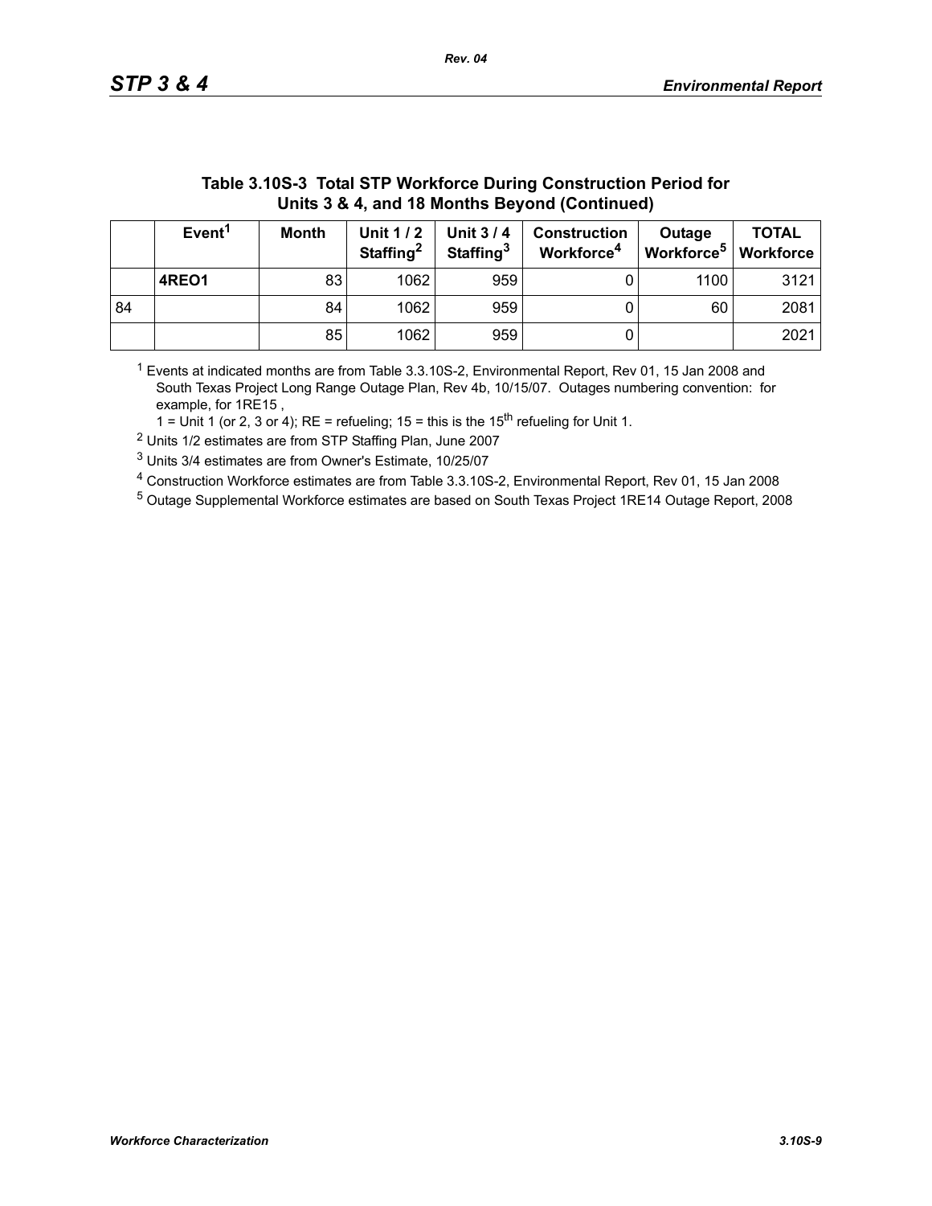**Table 3.10S-3 Total STP Workforce During Construction Period for Units 3 & 4, and 18 Months Beyond (Continued)**

| | Event[1] | Month | Unit 1 / 2 Staffing[2] | Unit 3 / 4 Staffing[3] | Construction Workforce[4] | Outage Workforce[5] | TOTAL Workforce |
|---|---|---|---|---|---|---|---|
| | **4REO1** | 83 | 1062 | 959 | 0 | 1100 | 3121 |
| 84 | | 84 | 1062 | 959 | 0 | 60 | 2081 |
| | | 85 | 1062 | 959 | 0 | | 2021 |

[1] Events at indicated months are from Table 3.3.10S-2, Environmental Report, Rev 01, 15 Jan 2008 and South Texas Project Long Range Outage Plan, Rev 4b, 10/15/07. Outages numbering convention: for example, for 1RE15 ,
1 = Unit 1 (or 2, 3 or 4); RE = refueling; 15 = this is the 15th refueling for Unit 1.

[2] Units 1/2 estimates are from STP Staffing Plan, June 2007

[3] Units 3/4 estimates are from Owner's Estimate, 10/25/07

[4] Construction Workforce estimates are from Table 3.3.10S-2, Environmental Report, Rev 01, 15 Jan 2008

[5] Outage Supplemental Workforce estimates are based on South Texas Project 1RE14 Outage Report, 2008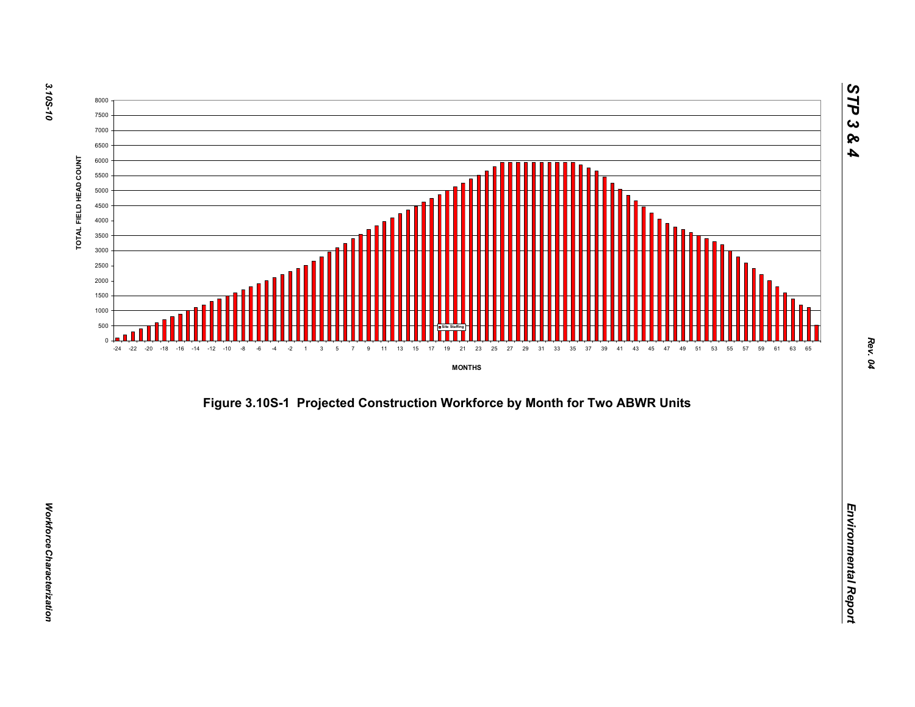Figure 3.10S-1 Projected Construction Workforce by Month for Two ABWR Units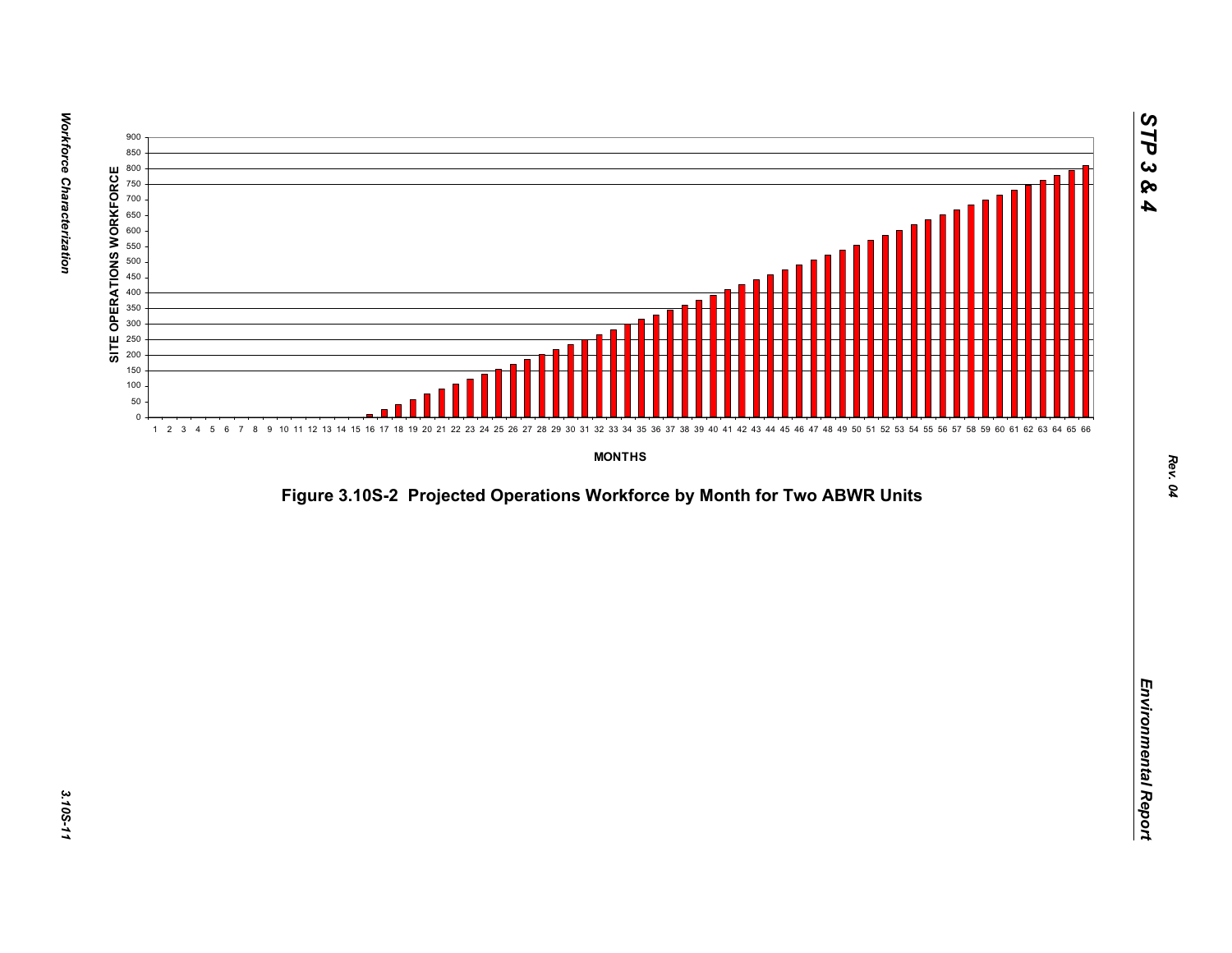**Figure 3.10S-2 Projected Operations Workforce by Month for Two ABWR Units**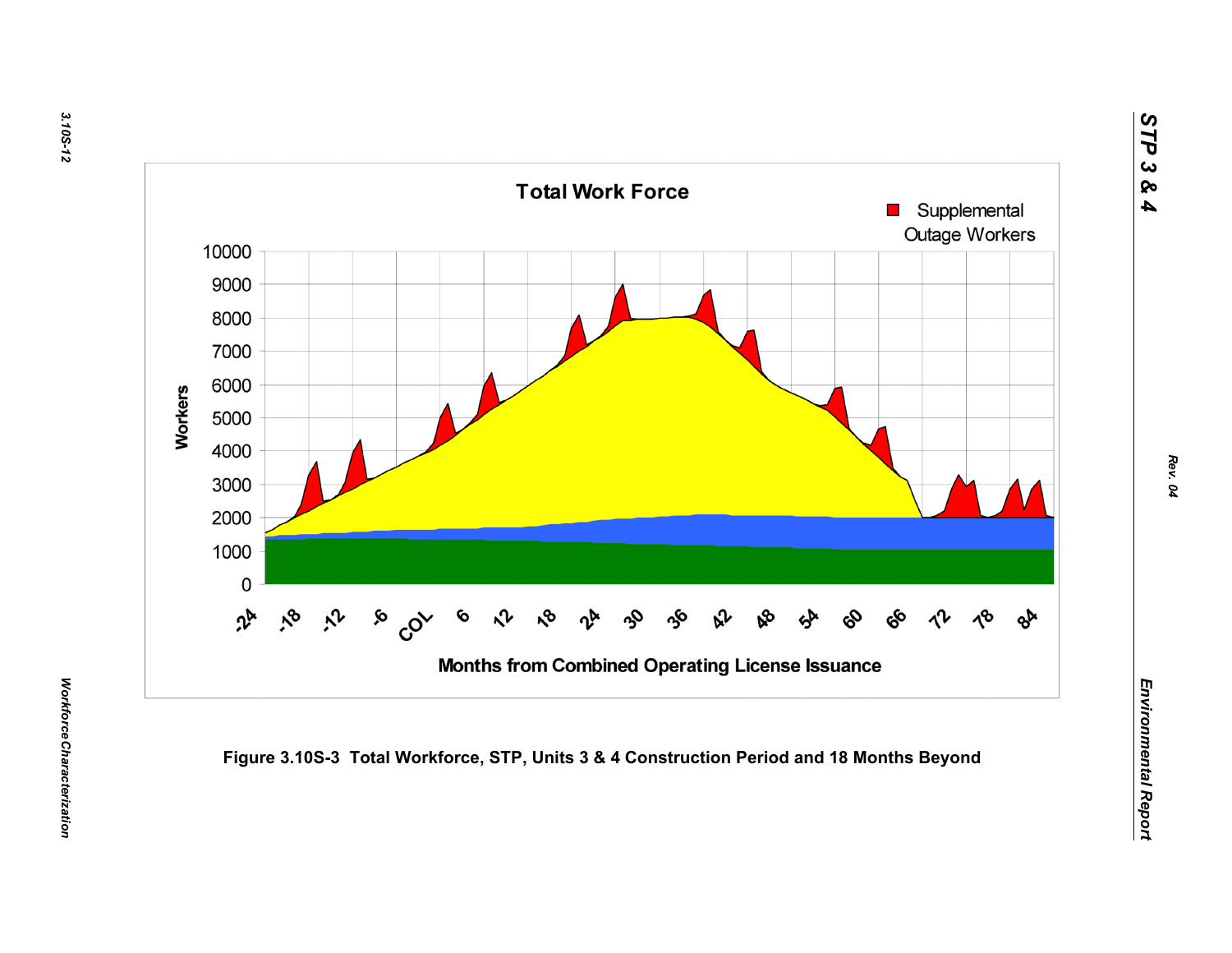Total Work Force

Supplemental Outage Workers

10000
9000
8000
7000
6000
5000
4000
3000
2000
1000
0

Workers

-24 -18 -12 -6 COL 6 12 18 24 30 36 42 48 54 60 66 72 78 84

Months from Combined Operating License Issuance

**Figure 3.10S-3 Total Workforce, STP, Units 3 & 4 Construction Period and 18 Months Beyond**